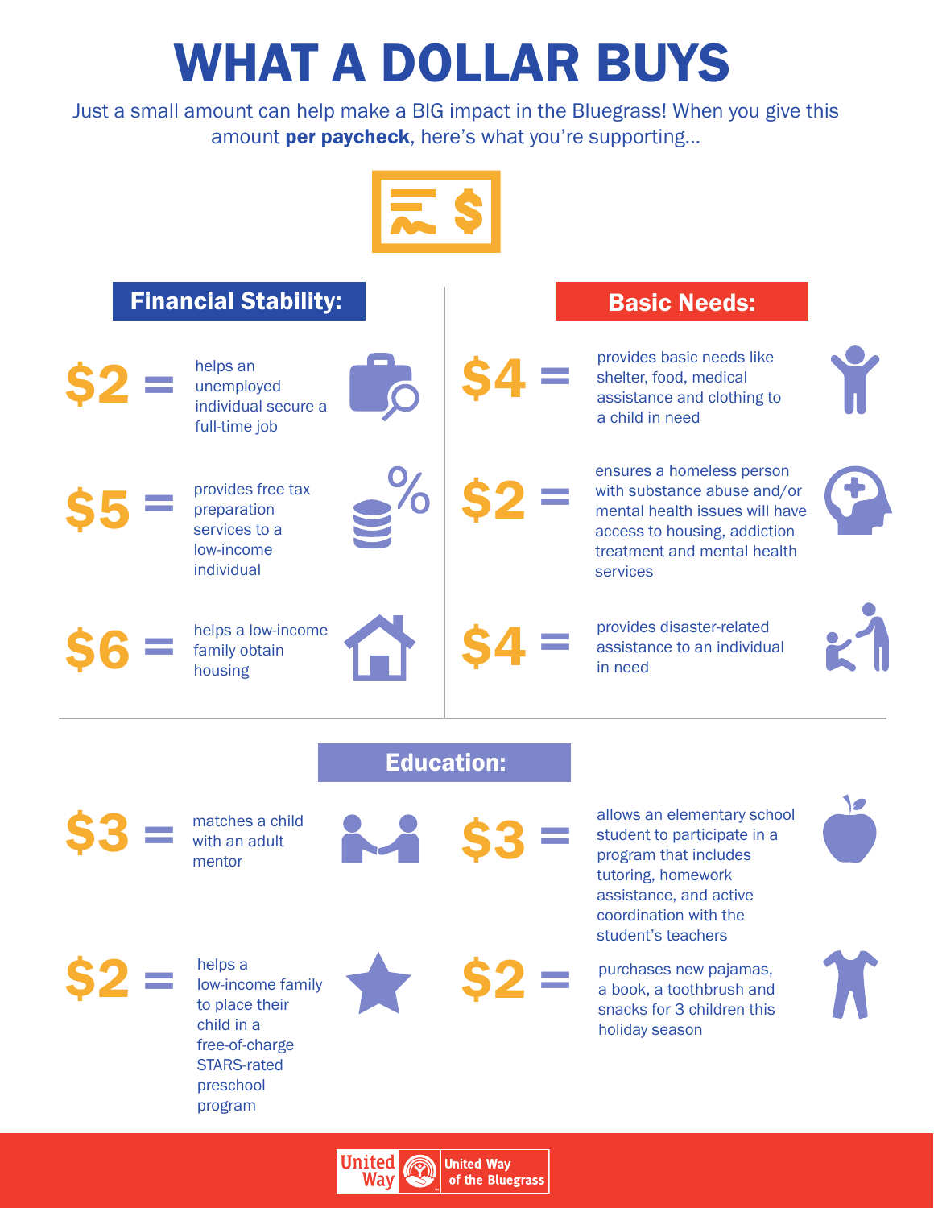# WHAT A DOLLAR BUYS

Just a small amount can help make a BIG impact in the Bluegrass! When you give this amount **per paycheck**, here's what you're supporting...

## Financial Stability:

**$2 =** helps an unemployed individual secure a full-time job

**$5 =** provides free tax preparation services to a low-income individual

**$6 =** helps a low-income family obtain housing

## Basic Needs:

**$4 =** provides basic needs like shelter, food, medical assistance and clothing to a child in need

**$2 =** ensures a homeless person with substance abuse and/or mental health issues will have access to housing, addiction treatment and mental health services

**$4 =** provides disaster-related assistance to an individual in need

## Education:

**$3 =** matches a child with an adult mentor

**$3 =** allows an elementary school student to participate in a program that includes tutoring, homework assistance, and active coordination with the student's teachers

**$2 =** helps a low-income family to place their child in a free-of-charge STARS-rated preschool program

**$2 =** purchases new pajamas, a book, a toothbrush and snacks for 3 children this holiday season

United Way | United Way of the Bluegrass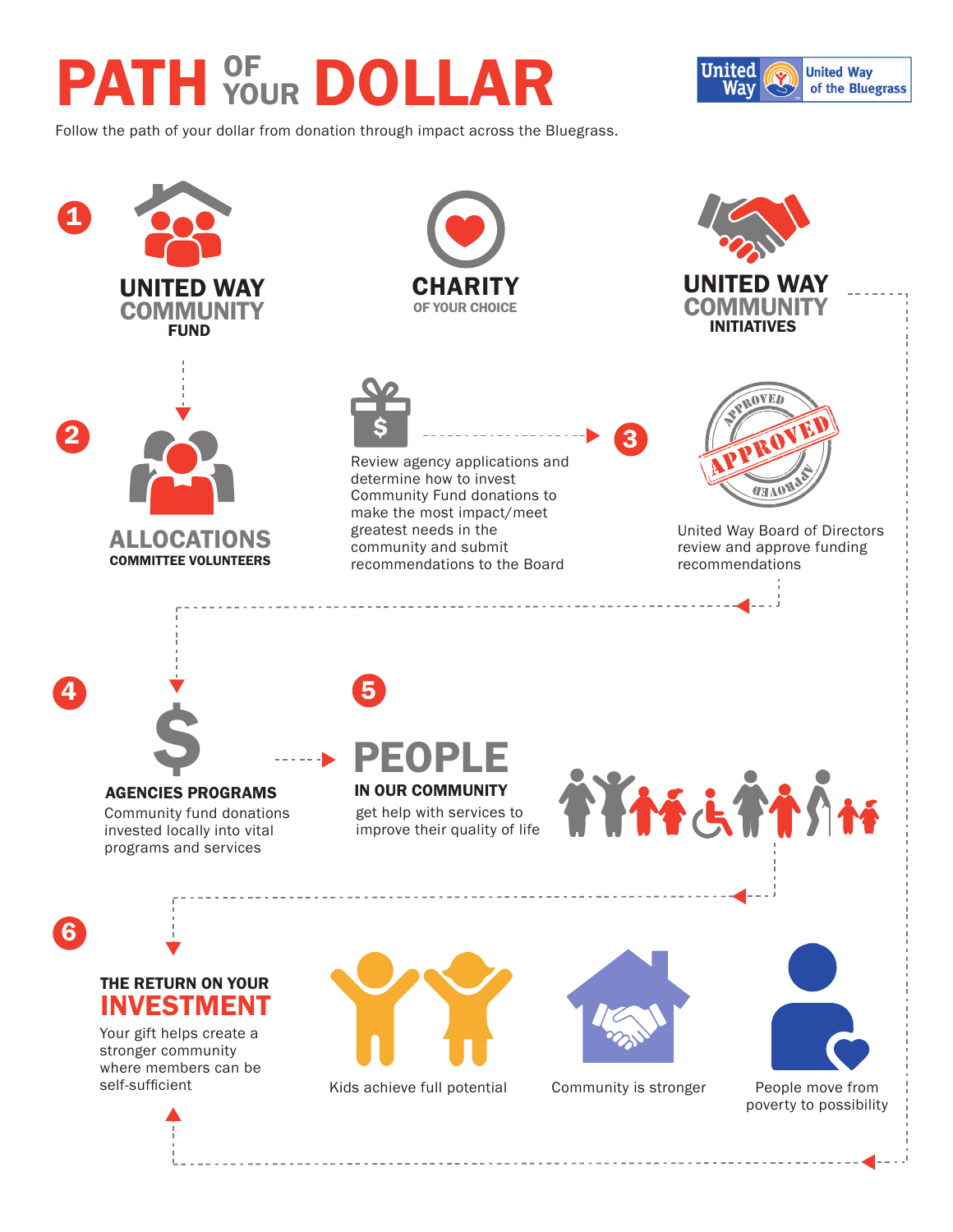# PATH OF YOUR DOLLAR

United Way | United Way of the Bluegrass

Follow the path of your dollar from donation through impact across the Bluegrass.

**1**

**UNITED WAY COMMUNITY FUND**

**CHARITY**
OF YOUR CHOICE

**UNITED WAY COMMUNITY INITIATIVES**

**2**

**ALLOCATIONS**
COMMITTEE VOLUNTEERS

Review agency applications and determine how to invest Community Fund donations to make the most impact/meet greatest needs in the community and submit recommendations to the Board

**3**

APPROVED

United Way Board of Directors review and approve funding recommendations

**4**

**AGENCIES PROGRAMS**

Community fund donations invested locally into vital programs and services

**5**

**PEOPLE**
IN OUR COMMUNITY

get help with services to improve their quality of life

**6**

**THE RETURN ON YOUR INVESTMENT**

Your gift helps create a stronger community where members can be self-sufficient

Kids achieve full potential

Community is stronger

People move from poverty to possibility